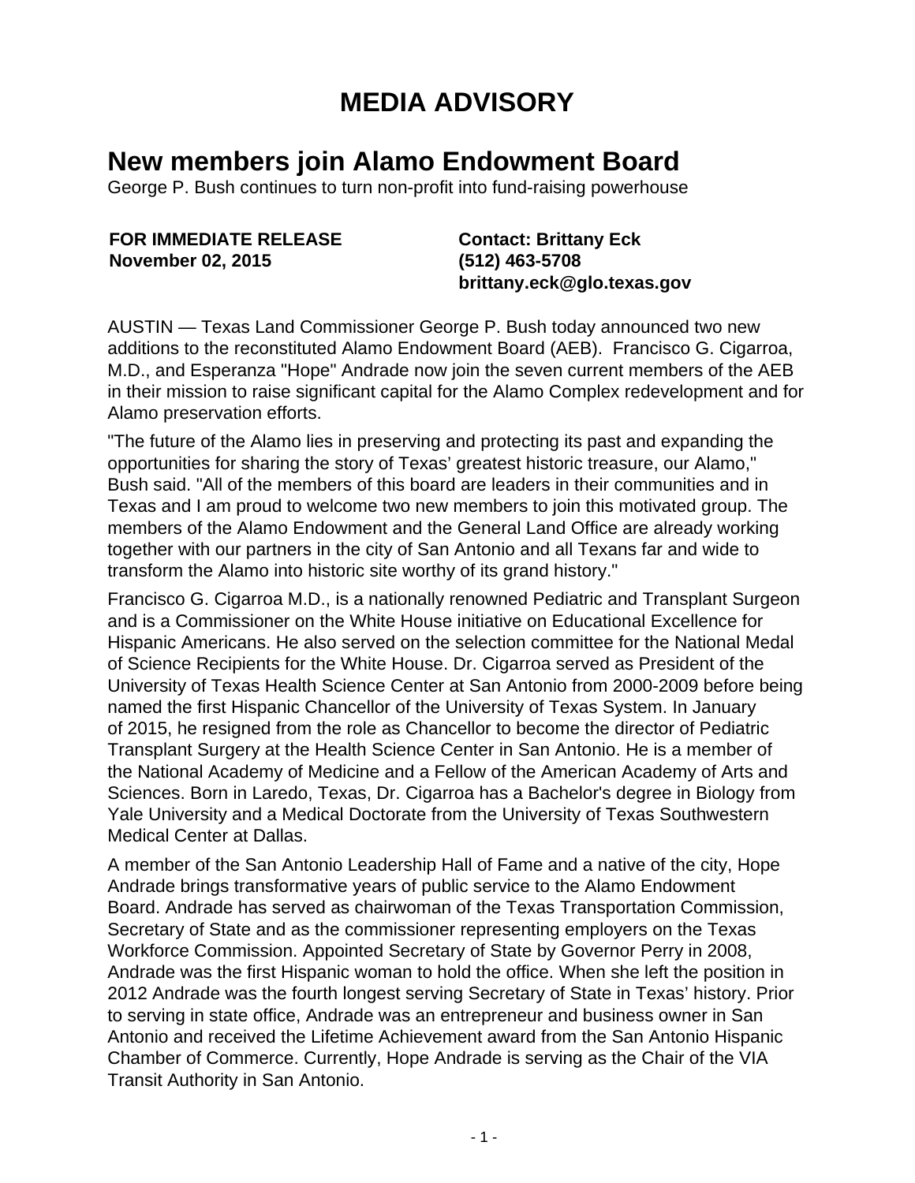# MEDIA ADVISORY

## New members join Alamo Endowment Board

George P. Bush continues to turn non-profit into fund-raising powerhouse

**FOR IMMEDIATE RELEASE**
**November 02, 2015**

**Contact: Brittany Eck**
**(512) 463-5708**
**brittany.eck@glo.texas.gov**

AUSTIN — Texas Land Commissioner George P. Bush today announced two new additions to the reconstituted Alamo Endowment Board (AEB). Francisco G. Cigarroa, M.D., and Esperanza "Hope" Andrade now join the seven current members of the AEB in their mission to raise significant capital for the Alamo Complex redevelopment and for Alamo preservation efforts.

"The future of the Alamo lies in preserving and protecting its past and expanding the opportunities for sharing the story of Texas' greatest historic treasure, our Alamo," Bush said. "All of the members of this board are leaders in their communities and in Texas and I am proud to welcome two new members to join this motivated group. The members of the Alamo Endowment and the General Land Office are already working together with our partners in the city of San Antonio and all Texans far and wide to transform the Alamo into historic site worthy of its grand history."

Francisco G. Cigarroa M.D., is a nationally renowned Pediatric and Transplant Surgeon and is a Commissioner on the White House initiative on Educational Excellence for Hispanic Americans. He also served on the selection committee for the National Medal of Science Recipients for the White House. Dr. Cigarroa served as President of the University of Texas Health Science Center at San Antonio from 2000-2009 before being named the first Hispanic Chancellor of the University of Texas System. In January of 2015, he resigned from the role as Chancellor to become the director of Pediatric Transplant Surgery at the Health Science Center in San Antonio. He is a member of the National Academy of Medicine and a Fellow of the American Academy of Arts and Sciences. Born in Laredo, Texas, Dr. Cigarroa has a Bachelor's degree in Biology from Yale University and a Medical Doctorate from the University of Texas Southwestern Medical Center at Dallas.

A member of the San Antonio Leadership Hall of Fame and a native of the city, Hope Andrade brings transformative years of public service to the Alamo Endowment Board. Andrade has served as chairwoman of the Texas Transportation Commission, Secretary of State and as the commissioner representing employers on the Texas Workforce Commission. Appointed Secretary of State by Governor Perry in 2008, Andrade was the first Hispanic woman to hold the office. When she left the position in 2012 Andrade was the fourth longest serving Secretary of State in Texas' history. Prior to serving in state office, Andrade was an entrepreneur and business owner in San Antonio and received the Lifetime Achievement award from the San Antonio Hispanic Chamber of Commerce. Currently, Hope Andrade is serving as the Chair of the VIA Transit Authority in San Antonio.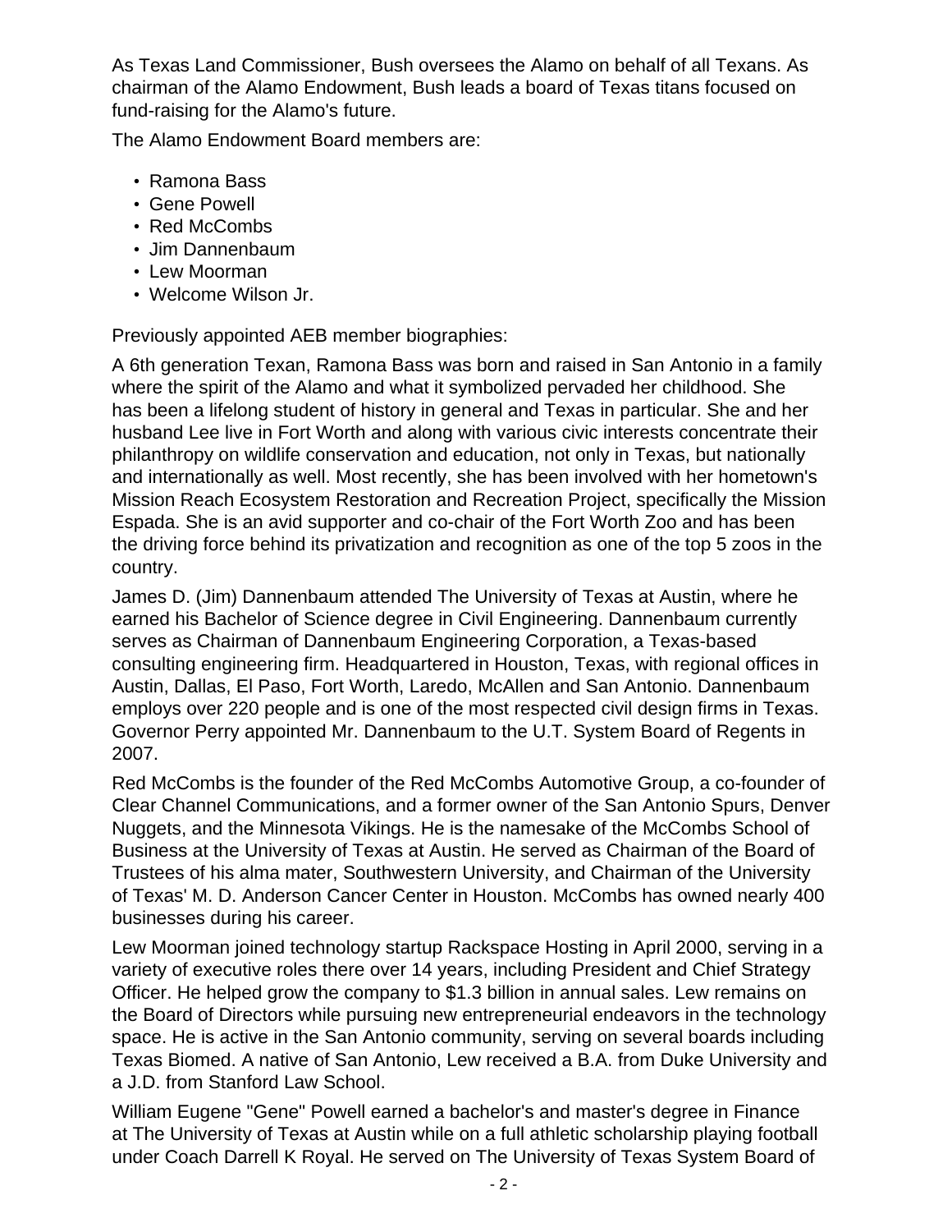As Texas Land Commissioner, Bush oversees the Alamo on behalf of all Texans. As chairman of the Alamo Endowment, Bush leads a board of Texas titans focused on fund-raising for the Alamo's future.

The Alamo Endowment Board members are:

- Ramona Bass
- Gene Powell
- Red McCombs
- Jim Dannenbaum
- Lew Moorman
- Welcome Wilson Jr.

Previously appointed AEB member biographies:

A 6th generation Texan, Ramona Bass was born and raised in San Antonio in a family where the spirit of the Alamo and what it symbolized pervaded her childhood. She has been a lifelong student of history in general and Texas in particular. She and her husband Lee live in Fort Worth and along with various civic interests concentrate their philanthropy on wildlife conservation and education, not only in Texas, but nationally and internationally as well. Most recently, she has been involved with her hometown's Mission Reach Ecosystem Restoration and Recreation Project, specifically the Mission Espada. She is an avid supporter and co-chair of the Fort Worth Zoo and has been the driving force behind its privatization and recognition as one of the top 5 zoos in the country.

James D. (Jim) Dannenbaum attended The University of Texas at Austin, where he earned his Bachelor of Science degree in Civil Engineering. Dannenbaum currently serves as Chairman of Dannenbaum Engineering Corporation, a Texas-based consulting engineering firm. Headquartered in Houston, Texas, with regional offices in Austin, Dallas, El Paso, Fort Worth, Laredo, McAllen and San Antonio. Dannenbaum employs over 220 people and is one of the most respected civil design firms in Texas. Governor Perry appointed Mr. Dannenbaum to the U.T. System Board of Regents in 2007.

Red McCombs is the founder of the Red McCombs Automotive Group, a co-founder of Clear Channel Communications, and a former owner of the San Antonio Spurs, Denver Nuggets, and the Minnesota Vikings. He is the namesake of the McCombs School of Business at the University of Texas at Austin. He served as Chairman of the Board of Trustees of his alma mater, Southwestern University, and Chairman of the University of Texas' M. D. Anderson Cancer Center in Houston. McCombs has owned nearly 400 businesses during his career.

Lew Moorman joined technology startup Rackspace Hosting in April 2000, serving in a variety of executive roles there over 14 years, including President and Chief Strategy Officer. He helped grow the company to $1.3 billion in annual sales. Lew remains on the Board of Directors while pursuing new entrepreneurial endeavors in the technology space. He is active in the San Antonio community, serving on several boards including Texas Biomed. A native of San Antonio, Lew received a B.A. from Duke University and a J.D. from Stanford Law School.

William Eugene "Gene" Powell earned a bachelor's and master's degree in Finance at The University of Texas at Austin while on a full athletic scholarship playing football under Coach Darrell K Royal. He served on The University of Texas System Board of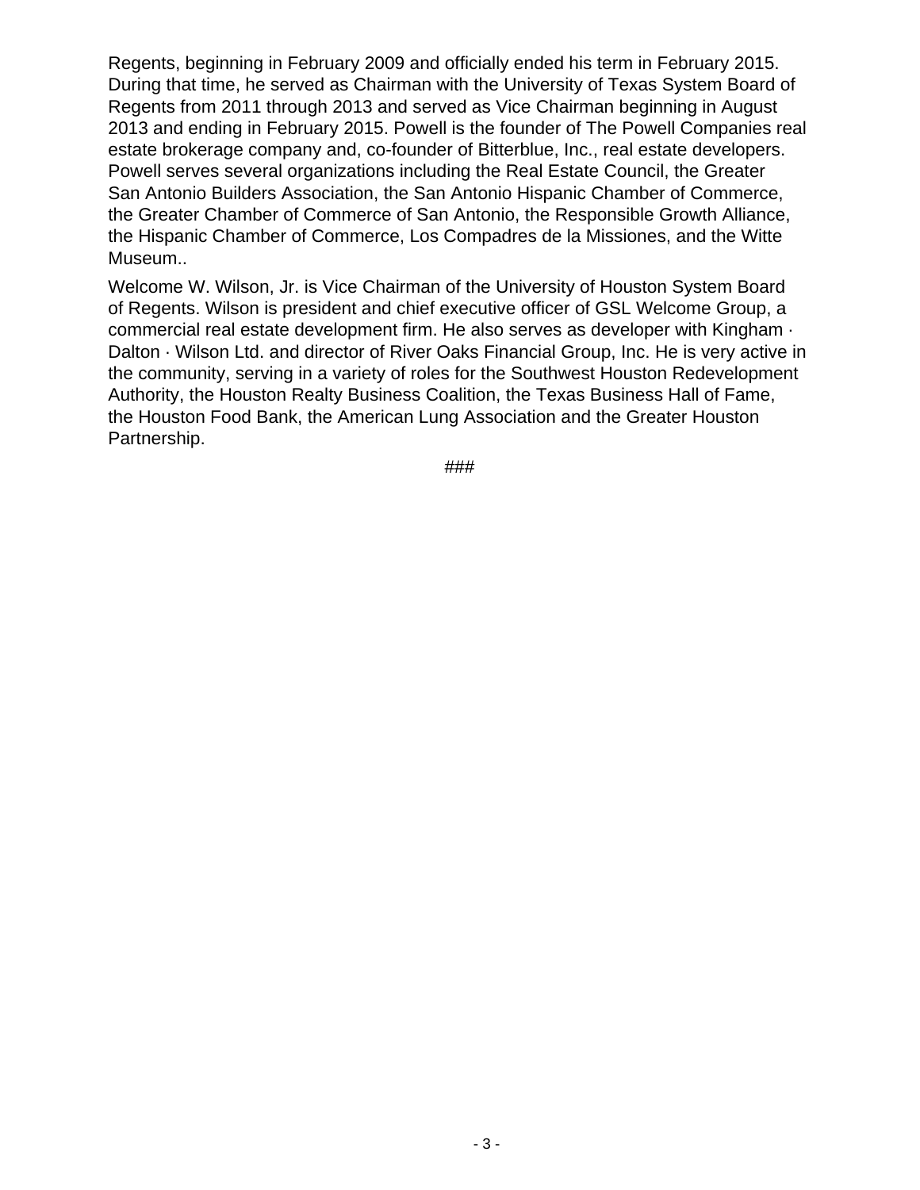Regents, beginning in February 2009 and officially ended his term in February 2015. During that time, he served as Chairman with the University of Texas System Board of Regents from 2011 through 2013 and served as Vice Chairman beginning in August 2013 and ending in February 2015. Powell is the founder of The Powell Companies real estate brokerage company and, co-founder of Bitterblue, Inc., real estate developers. Powell serves several organizations including the Real Estate Council, the Greater San Antonio Builders Association, the San Antonio Hispanic Chamber of Commerce, the Greater Chamber of Commerce of San Antonio, the Responsible Growth Alliance, the Hispanic Chamber of Commerce, Los Compadres de la Missiones, and the Witte Museum..

Welcome W. Wilson, Jr. is Vice Chairman of the University of Houston System Board of Regents. Wilson is president and chief executive officer of GSL Welcome Group, a commercial real estate development firm. He also serves as developer with Kingham · Dalton · Wilson Ltd. and director of River Oaks Financial Group, Inc. He is very active in the community, serving in a variety of roles for the Southwest Houston Redevelopment Authority, the Houston Realty Business Coalition, the Texas Business Hall of Fame, the Houston Food Bank, the American Lung Association and the Greater Houston Partnership.

###